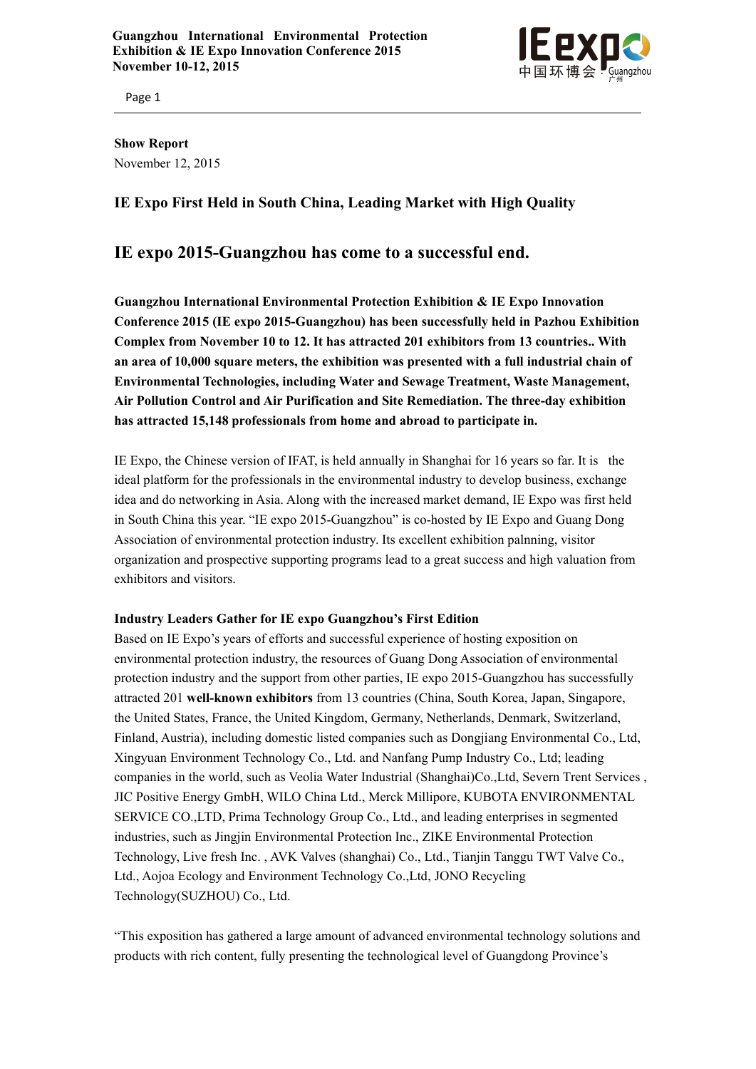**Show Report**
November 12, 2015

## IE Expo First Held in South China, Leading Market with High Quality

# IE expo 2015-Guangzhou has come to a successful end.

**Guangzhou International Environmental Protection Exhibition & IE Expo Innovation Conference 2015 (IE expo 2015-Guangzhou) has been successfully held in Pazhou Exhibition Complex from November 10 to 12. It has attracted 201 exhibitors from 13 countries.. With an area of 10,000 square meters, the exhibition was presented with a full industrial chain of Environmental Technologies, including Water and Sewage Treatment, Waste Management, Air Pollution Control and Air Purification and Site Remediation. The three-day exhibition has attracted 15,148 professionals from home and abroad to participate in.**

IE Expo, the Chinese version of IFAT, is held annually in Shanghai for 16 years so far. It is the ideal platform for the professionals in the environmental industry to develop business, exchange idea and do networking in Asia. Along with the increased market demand, IE Expo was first held in South China this year. "IE expo 2015-Guangzhou" is co-hosted by IE Expo and Guang Dong Association of environmental protection industry. Its excellent exhibition palnning, visitor organization and prospective supporting programs lead to a great success and high valuation from exhibitors and visitors.

### Industry Leaders Gather for IE expo Guangzhou's First Edition

Based on IE Expo's years of efforts and successful experience of hosting exposition on environmental protection industry, the resources of Guang Dong Association of environmental protection industry and the support from other parties, IE expo 2015-Guangzhou has successfully attracted 201 **well-known exhibitors** from 13 countries (China, South Korea, Japan, Singapore, the United States, France, the United Kingdom, Germany, Netherlands, Denmark, Switzerland, Finland, Austria), including domestic listed companies such as Dongjiang Environmental Co., Ltd, Xingyuan Environment Technology Co., Ltd. and Nanfang Pump Industry Co., Ltd; leading companies in the world, such as Veolia Water Industrial (Shanghai)Co.,Ltd, Severn Trent Services , JIC Positive Energy GmbH, WILO China Ltd., Merck Millipore, KUBOTA ENVIRONMENTAL SERVICE CO.,LTD, Prima Technology Group Co., Ltd., and leading enterprises in segmented industries, such as Jingjin Environmental Protection Inc., ZIKE Environmental Protection Technology, Live fresh Inc. , AVK Valves (shanghai) Co., Ltd., Tianjin Tanggu TWT Valve Co., Ltd., Aojoa Ecology and Environment Technology Co.,Ltd, JONO Recycling Technology(SUZHOU) Co., Ltd.

"This exposition has gathered a large amount of advanced environmental technology solutions and products with rich content, fully presenting the technological level of Guangdong Province's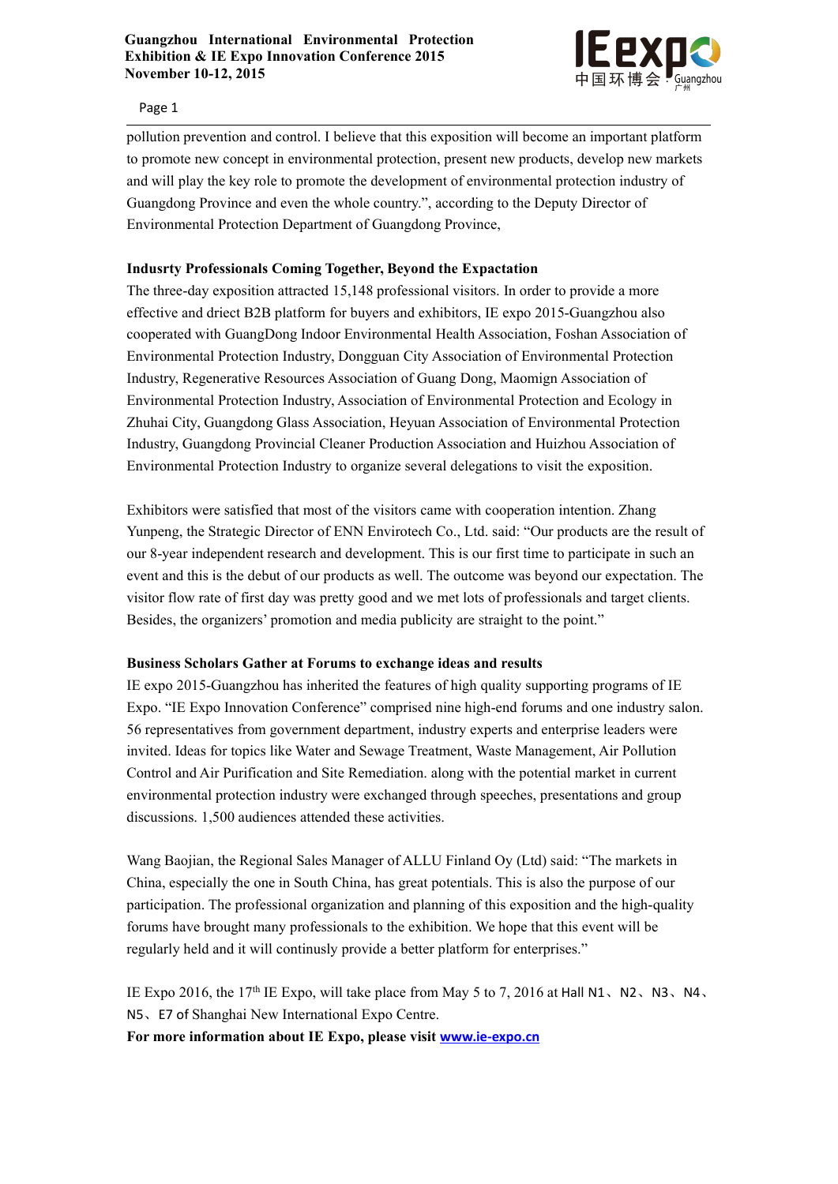pollution prevention and control. I believe that this exposition will become an important platform to promote new concept in environmental protection, present new products, develop new markets and will play the key role to promote the development of environmental protection industry of Guangdong Province and even the whole country.", according to the Deputy Director of Environmental Protection Department of Guangdong Province,

**Indusrty Professionals Coming Together, Beyond the Expactation**

The three-day exposition attracted 15,148 professional visitors. In order to provide a more effective and driect B2B platform for buyers and exhibitors, IE expo 2015-Guangzhou also cooperated with GuangDong Indoor Environmental Health Association, Foshan Association of Environmental Protection Industry, Dongguan City Association of Environmental Protection Industry, Regenerative Resources Association of Guang Dong, Maomign Association of Environmental Protection Industry, Association of Environmental Protection and Ecology in Zhuhai City, Guangdong Glass Association, Heyuan Association of Environmental Protection Industry, Guangdong Provincial Cleaner Production Association and Huizhou Association of Environmental Protection Industry to organize several delegations to visit the exposition.

Exhibitors were satisfied that most of the visitors came with cooperation intention. Zhang Yunpeng, the Strategic Director of ENN Envirotech Co., Ltd. said: "Our products are the result of our 8-year independent research and development. This is our first time to participate in such an event and this is the debut of our products as well. The outcome was beyond our expectation. The visitor flow rate of first day was pretty good and we met lots of professionals and target clients. Besides, the organizers' promotion and media publicity are straight to the point."

**Business Scholars Gather at Forums to exchange ideas and results**

IE expo 2015-Guangzhou has inherited the features of high quality supporting programs of IE Expo. "IE Expo Innovation Conference" comprised nine high-end forums and one industry salon. 56 representatives from government department, industry experts and enterprise leaders were invited. Ideas for topics like Water and Sewage Treatment, Waste Management, Air Pollution Control and Air Purification and Site Remediation. along with the potential market in current environmental protection industry were exchanged through speeches, presentations and group discussions. 1,500 audiences attended these activities.

Wang Baojian, the Regional Sales Manager of ALLU Finland Oy (Ltd) said: "The markets in China, especially the one in South China, has great potentials. This is also the purpose of our participation. The professional organization and planning of this exposition and the high-quality forums have brought many professionals to the exhibition. We hope that this event will be regularly held and it will continusly provide a better platform for enterprises."

IE Expo 2016, the 17th IE Expo, will take place from May 5 to 7, 2016 at Hall N1、N2、N3、N4、N5、E7 of Shanghai New International Expo Centre.

**For more information about IE Expo, please visit [www.ie-expo.cn](http://www.ie-expo.cn)**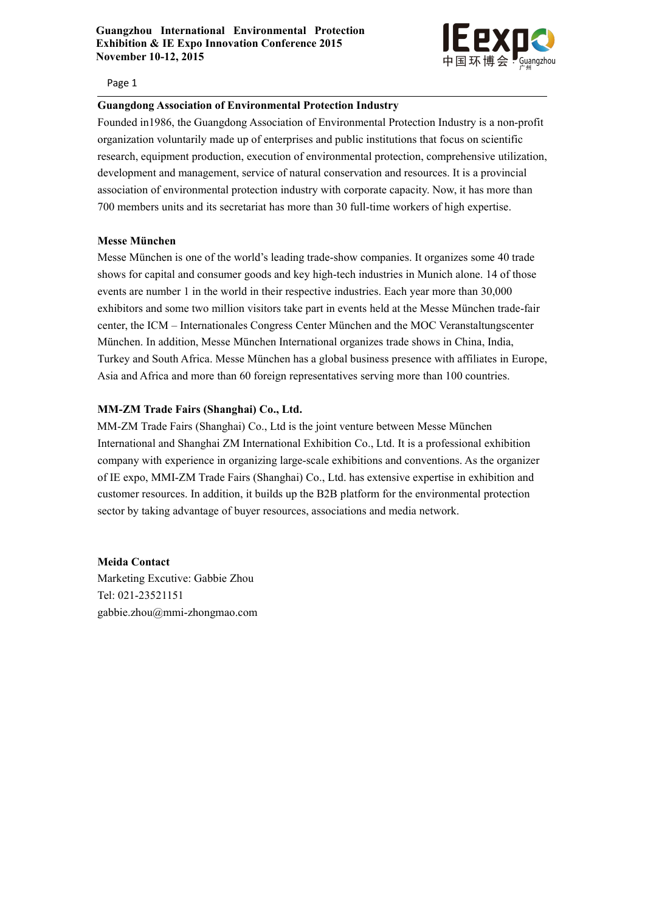## Guangdong Association of Environmental Protection Industry

Founded in1986, the Guangdong Association of Environmental Protection Industry is a non-profit organization voluntarily made up of enterprises and public institutions that focus on scientific research, equipment production, execution of environmental protection, comprehensive utilization, development and management, service of natural conservation and resources. It is a provincial association of environmental protection industry with corporate capacity. Now, it has more than 700 members units and its secretariat has more than 30 full-time workers of high expertise.

## Messe München

Messe München is one of the world's leading trade-show companies. It organizes some 40 trade shows for capital and consumer goods and key high-tech industries in Munich alone. 14 of those events are number 1 in the world in their respective industries. Each year more than 30,000 exhibitors and some two million visitors take part in events held at the Messe München trade-fair center, the ICM – Internationales Congress Center München and the MOC Veranstaltungscenter München. In addition, Messe München International organizes trade shows in China, India, Turkey and South Africa. Messe München has a global business presence with affiliates in Europe, Asia and Africa and more than 60 foreign representatives serving more than 100 countries.

## MM-ZM Trade Fairs (Shanghai) Co., Ltd.

MM-ZM Trade Fairs (Shanghai) Co., Ltd is the joint venture between Messe München International and Shanghai ZM International Exhibition Co., Ltd. It is a professional exhibition company with experience in organizing large-scale exhibitions and conventions. As the organizer of IE expo, MMI-ZM Trade Fairs (Shanghai) Co., Ltd. has extensive expertise in exhibition and customer resources. In addition, it builds up the B2B platform for the environmental protection sector by taking advantage of buyer resources, associations and media network.

## Meida Contact

Marketing Excutive: Gabbie Zhou
Tel: 021-23521151
gabbie.zhou@mmi-zhongmao.com